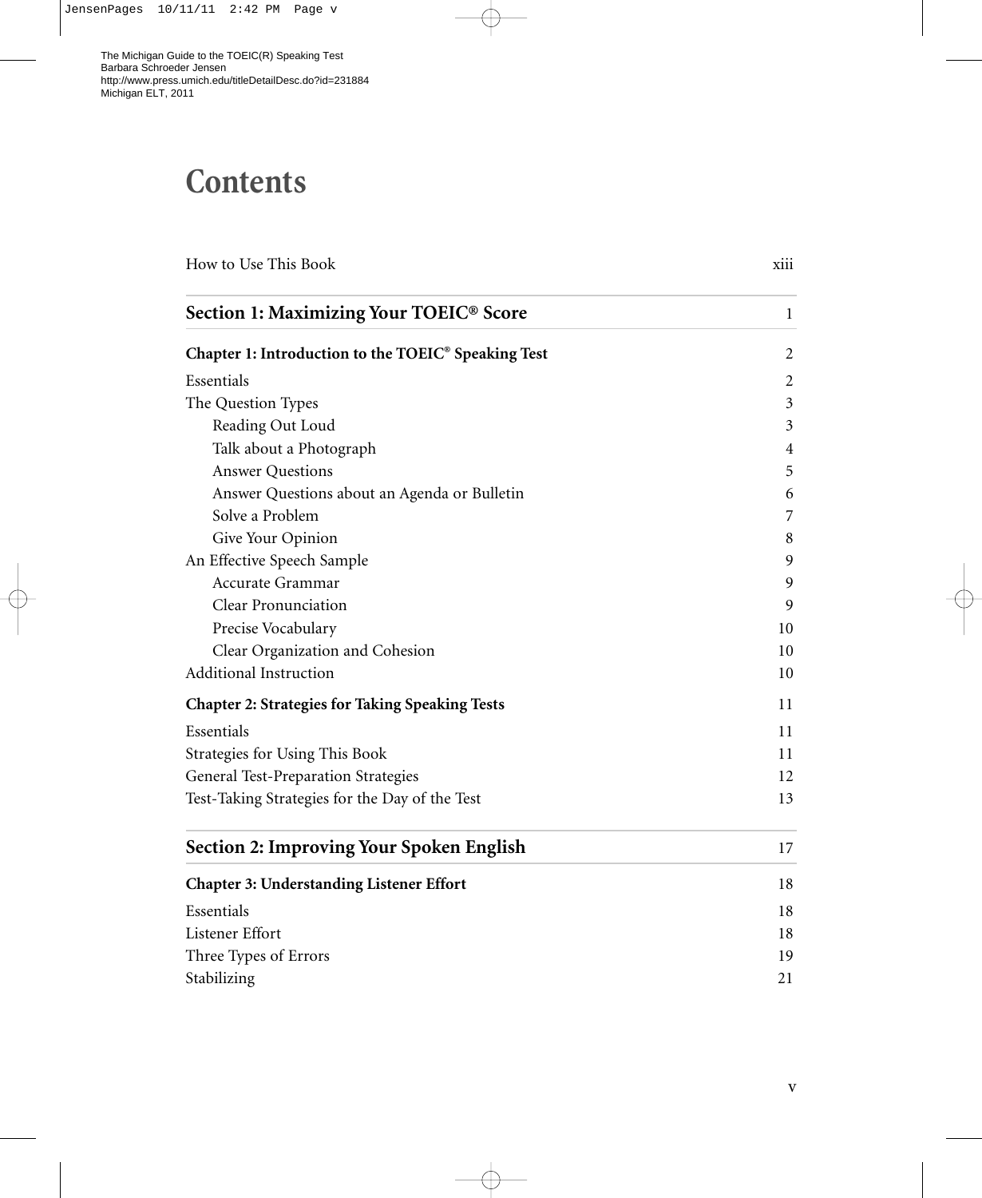The Michigan Guide to the TOEIC(R) Speaking Test
Barbara Schroeder Jensen
http://www.press.umich.edu/titleDetailDesc.do?id=231884
Michigan ELT, 2011

# Contents

How to Use This Book xiii

## Section 1: Maximizing Your TOEIC® Score 1

**Chapter 1: Introduction to the TOEIC® Speaking Test** 2

- Essentials 2
- The Question Types 3
  - Reading Out Loud 3
  - Talk about a Photograph 4
  - Answer Questions 5
  - Answer Questions about an Agenda or Bulletin 6
  - Solve a Problem 7
  - Give Your Opinion 8
- An Effective Speech Sample 9
  - Accurate Grammar 9
  - Clear Pronunciation 9
  - Precise Vocabulary 10
  - Clear Organization and Cohesion 10
- Additional Instruction 10

**Chapter 2: Strategies for Taking Speaking Tests** 11

- Essentials 11
- Strategies for Using This Book 11
- General Test-Preparation Strategies 12
- Test-Taking Strategies for the Day of the Test 13

## Section 2: Improving Your Spoken English 17

**Chapter 3: Understanding Listener Effort** 18

- Essentials 18
- Listener Effort 18
- Three Types of Errors 19
- Stabilizing 21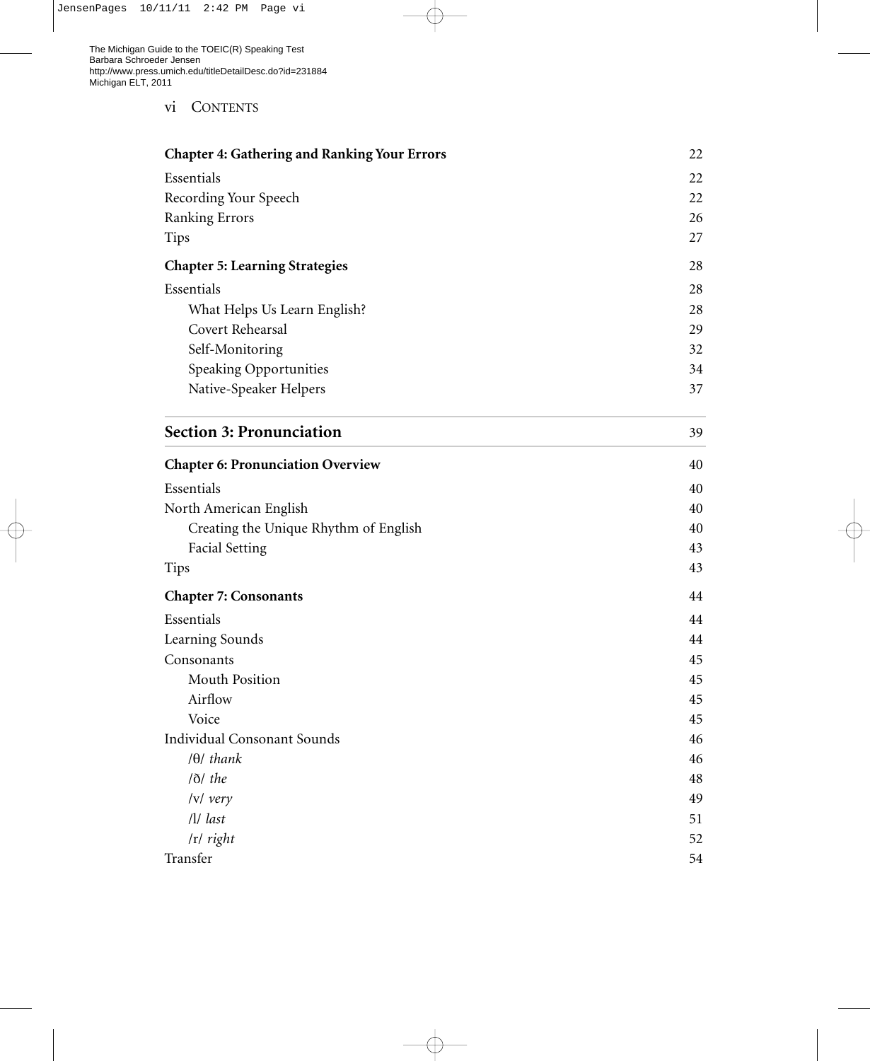**Chapter 4: Gathering and Ranking Your Errors** 22

Essentials 22
Recording Your Speech 22
Ranking Errors 26
Tips 27

**Chapter 5: Learning Strategies** 28

Essentials 28
- What Helps Us Learn English? 28
- Covert Rehearsal 29
- Self-Monitoring 32
- Speaking Opportunities 34
- Native-Speaker Helpers 37

## Section 3: Pronunciation 39

**Chapter 6: Pronunciation Overview** 40

Essentials 40
North American English 40
- Creating the Unique Rhythm of English 40
- Facial Setting 43

Tips 43

**Chapter 7: Consonants** 44

Essentials 44
Learning Sounds 44
Consonants 45
- Mouth Position 45
- Airflow 45
- Voice 45

Individual Consonant Sounds 46
- /θ/ *thank* 46
- /ð/ *the* 48
- /v/ *very* 49
- /l/ *last* 51
- /r/ *right* 52

Transfer 54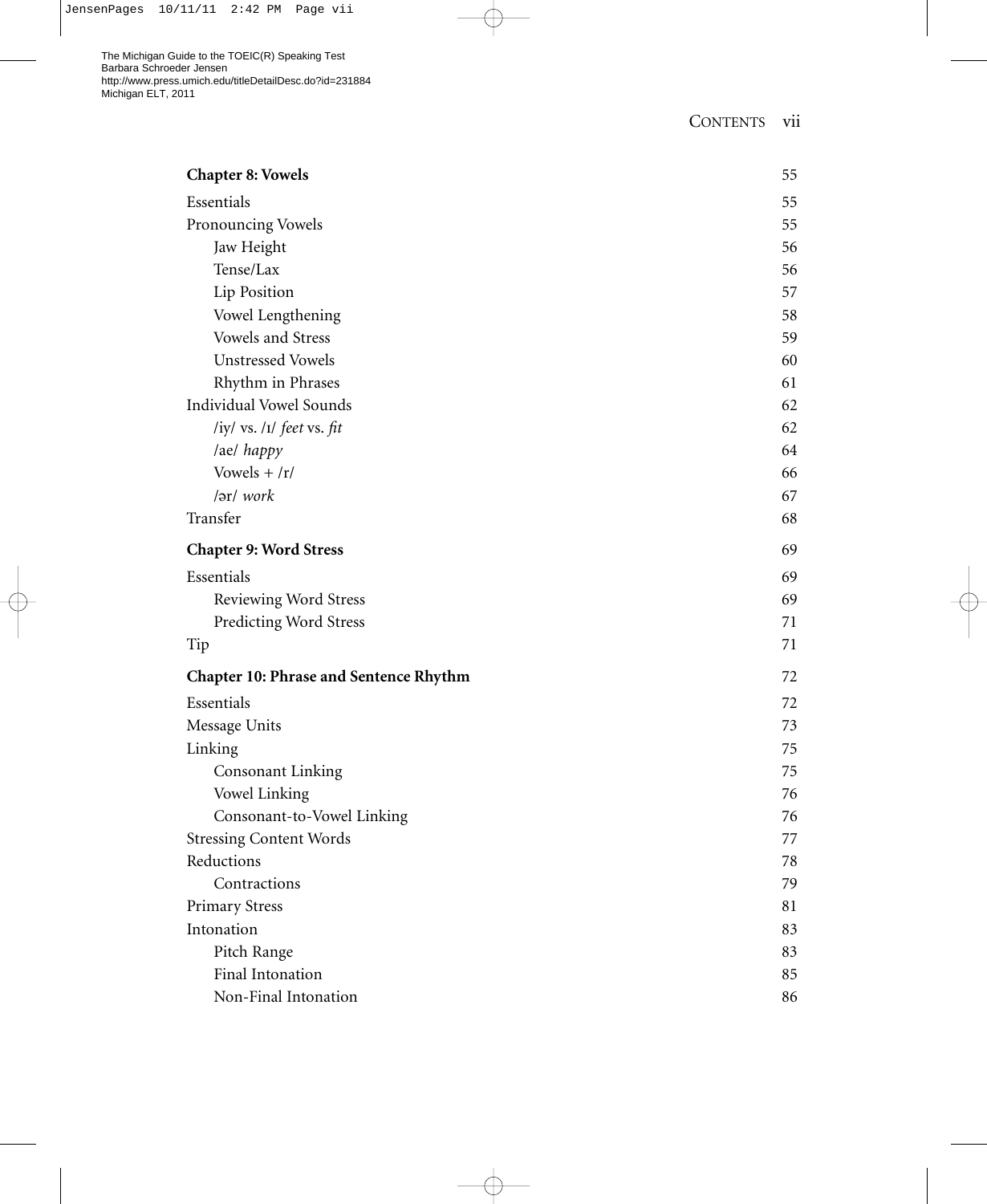**Chapter 8: Vowels** 55

Essentials 55

Pronouncing Vowels 55

- Jaw Height 56
- Tense/Lax 56
- Lip Position 57
- Vowel Lengthening 58
- Vowels and Stress 59
- Unstressed Vowels 60
- Rhythm in Phrases 61

Individual Vowel Sounds 62

- /iy/ vs. /ɪ/ *feet* vs. *fit* 62
- /ae/ *happy* 64
- Vowels + /r/ 66
- /ər/ *work* 67

Transfer 68

**Chapter 9: Word Stress** 69

Essentials 69

- Reviewing Word Stress 69
- Predicting Word Stress 71

Tip 71

**Chapter 10: Phrase and Sentence Rhythm** 72

Essentials 72

Message Units 73

Linking 75

- Consonant Linking 75
- Vowel Linking 76
- Consonant-to-Vowel Linking 76

Stressing Content Words 77

Reductions 78

- Contractions 79

Primary Stress 81

Intonation 83

- Pitch Range 83
- Final Intonation 85
- Non-Final Intonation 86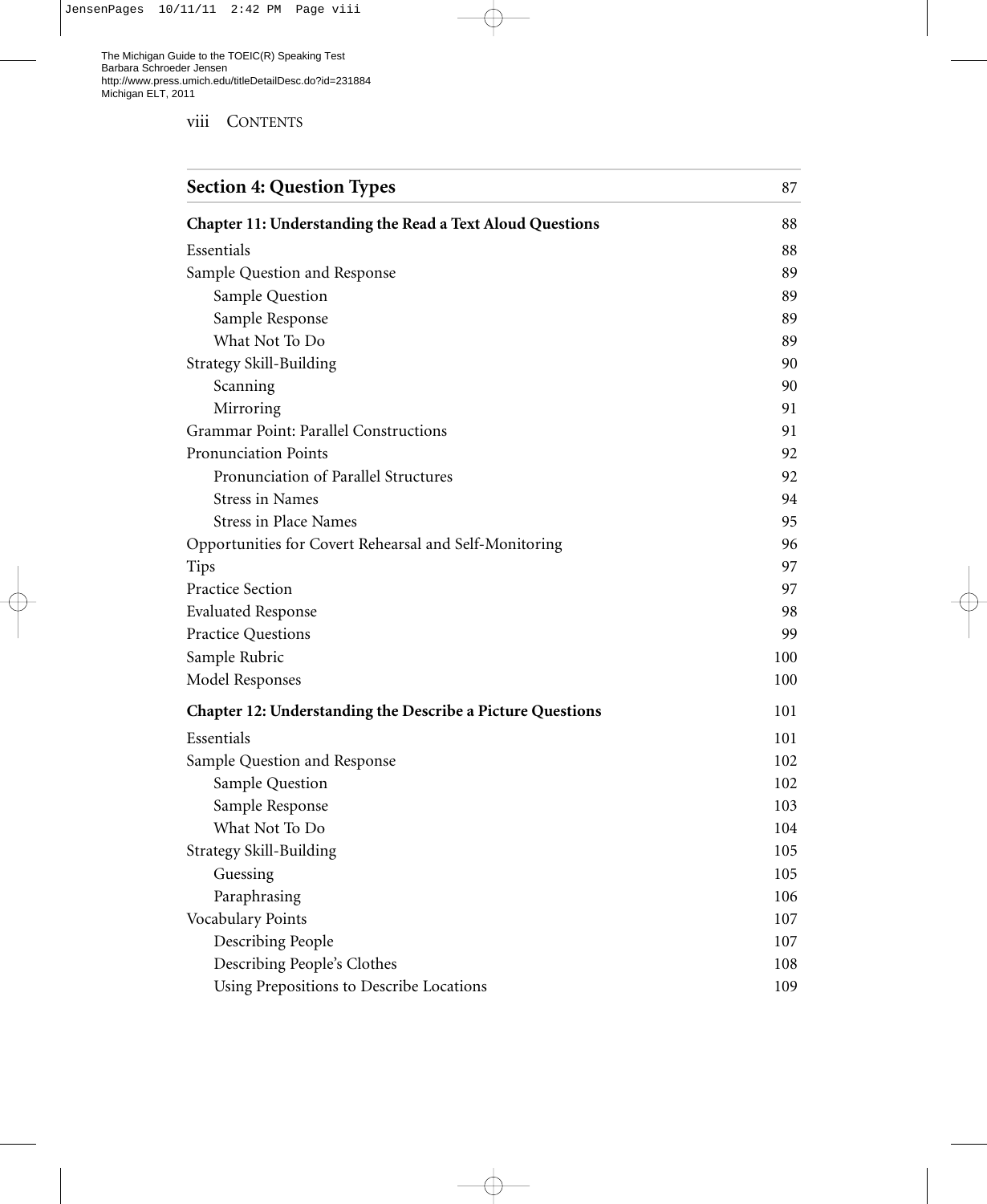The Michigan Guide to the TOEIC(R) Speaking Test
Barbara Schroeder Jensen
http://www.press.umich.edu/titleDetailDesc.do?id=231884
Michigan ELT, 2011

| **Section 4: Question Types** | 87 |
| --- | --- |
| **Chapter 11: Understanding the Read a Text Aloud Questions** | 88 |
| Essentials | 88 |
| Sample Question and Response | 89 |
| Sample Question | 89 |
| Sample Response | 89 |
| What Not To Do | 89 |
| Strategy Skill-Building | 90 |
| Scanning | 90 |
| Mirroring | 91 |
| Grammar Point: Parallel Constructions | 91 |
| Pronunciation Points | 92 |
| Pronunciation of Parallel Structures | 92 |
| Stress in Names | 94 |
| Stress in Place Names | 95 |
| Opportunities for Covert Rehearsal and Self-Monitoring | 96 |
| Tips | 97 |
| Practice Section | 97 |
| Evaluated Response | 98 |
| Practice Questions | 99 |
| Sample Rubric | 100 |
| Model Responses | 100 |
| **Chapter 12: Understanding the Describe a Picture Questions** | 101 |
| Essentials | 101 |
| Sample Question and Response | 102 |
| Sample Question | 102 |
| Sample Response | 103 |
| What Not To Do | 104 |
| Strategy Skill-Building | 105 |
| Guessing | 105 |
| Paraphrasing | 106 |
| Vocabulary Points | 107 |
| Describing People | 107 |
| Describing People's Clothes | 108 |
| Using Prepositions to Describe Locations | 109 |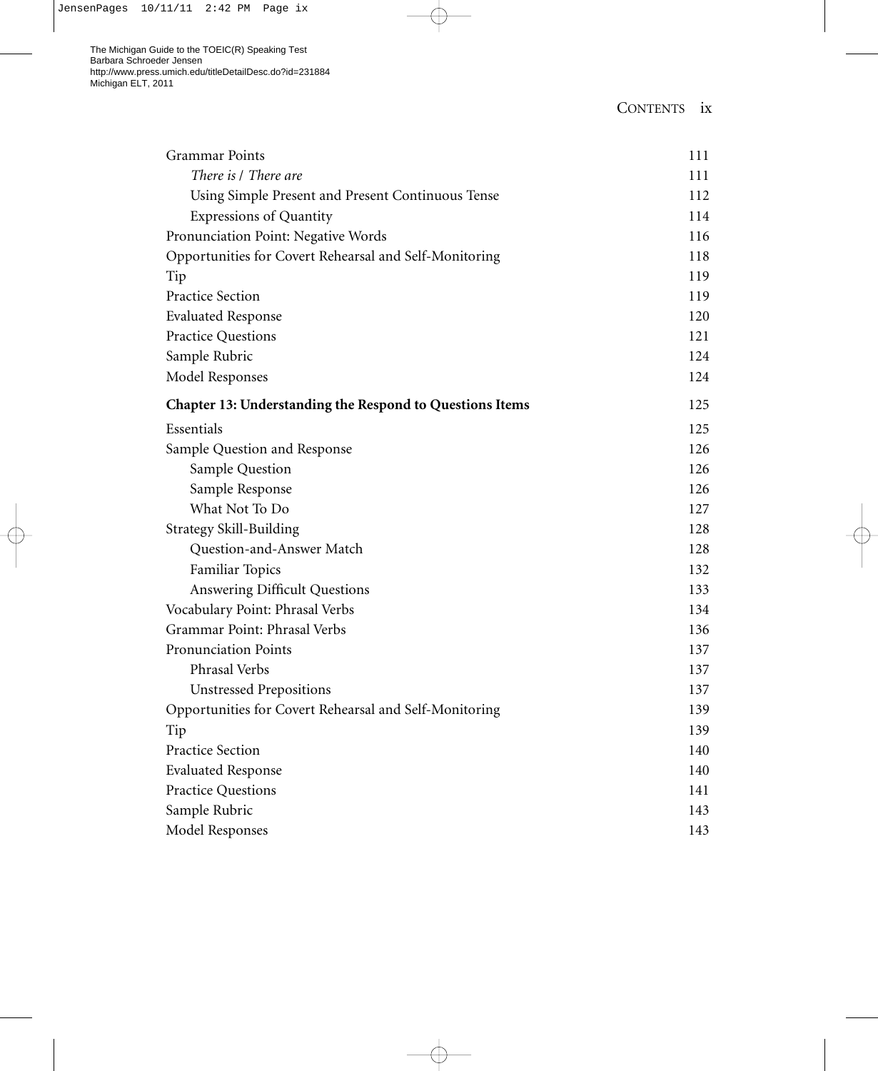Grammar Points 111

*There is / There are* 111

Using Simple Present and Present Continuous Tense 112

Expressions of Quantity 114

Pronunciation Point: Negative Words 116

Opportunities for Covert Rehearsal and Self-Monitoring 118

Tip 119

Practice Section 119

Evaluated Response 120

Practice Questions 121

Sample Rubric 124

Model Responses 124

**Chapter 13: Understanding the Respond to Questions Items** 125

Essentials 125

Sample Question and Response 126

Sample Question 126

Sample Response 126

What Not To Do 127

Strategy Skill-Building 128

Question-and-Answer Match 128

Familiar Topics 132

Answering Difficult Questions 133

Vocabulary Point: Phrasal Verbs 134

Grammar Point: Phrasal Verbs 136

Pronunciation Points 137

Phrasal Verbs 137

Unstressed Prepositions 137

Opportunities for Covert Rehearsal and Self-Monitoring 139

Tip 139

Practice Section 140

Evaluated Response 140

Practice Questions 141

Sample Rubric 143

Model Responses 143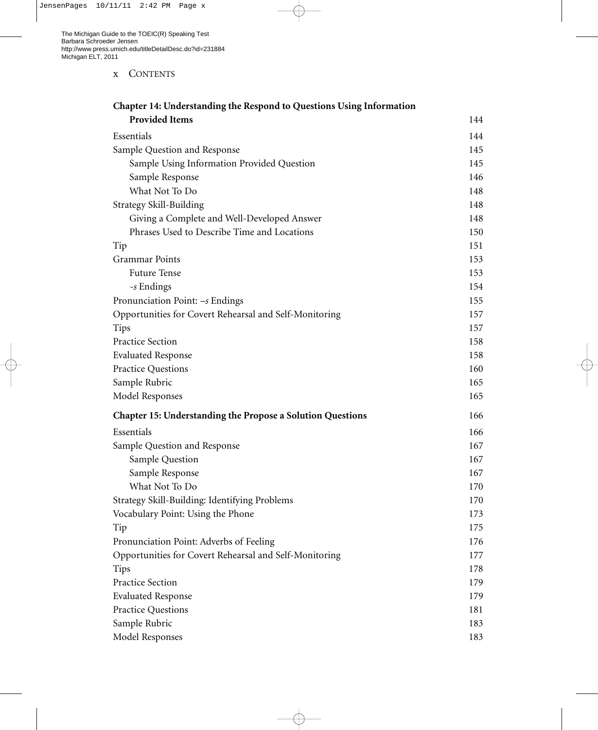**Chapter 14: Understanding the Respond to Questions Using Information Provided Items** 144

| | |
|---|---|
| Essentials | 144 |
| Sample Question and Response | 145 |
| Sample Using Information Provided Question | 145 |
| Sample Response | 146 |
| What Not To Do | 148 |
| Strategy Skill-Building | 148 |
| Giving a Complete and Well-Developed Answer | 148 |
| Phrases Used to Describe Time and Locations | 150 |
| Tip | 151 |
| Grammar Points | 153 |
| Future Tense | 153 |
| *-s* Endings | 154 |
| Pronunciation Point: *–s* Endings | 155 |
| Opportunities for Covert Rehearsal and Self-Monitoring | 157 |
| Tips | 157 |
| Practice Section | 158 |
| Evaluated Response | 158 |
| Practice Questions | 160 |
| Sample Rubric | 165 |
| Model Responses | 165 |

**Chapter 15: Understanding the Propose a Solution Questions** 166

| | |
|---|---|
| Essentials | 166 |
| Sample Question and Response | 167 |
| Sample Question | 167 |
| Sample Response | 167 |
| What Not To Do | 170 |
| Strategy Skill-Building: Identifying Problems | 170 |
| Vocabulary Point: Using the Phone | 173 |
| Tip | 175 |
| Pronunciation Point: Adverbs of Feeling | 176 |
| Opportunities for Covert Rehearsal and Self-Monitoring | 177 |
| Tips | 178 |
| Practice Section | 179 |
| Evaluated Response | 179 |
| Practice Questions | 181 |
| Sample Rubric | 183 |
| Model Responses | 183 |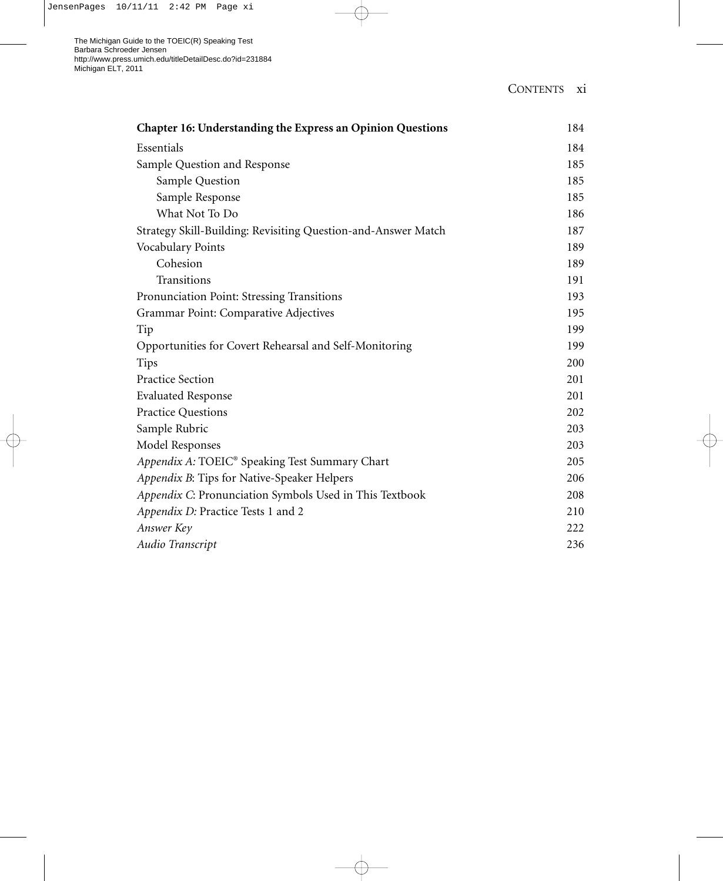| | |
|---|---|
| **Chapter 16: Understanding the Express an Opinion Questions** | 184 |
| Essentials | 184 |
| Sample Question and Response | 185 |
| Sample Question | 185 |
| Sample Response | 185 |
| What Not To Do | 186 |
| Strategy Skill-Building: Revisiting Question-and-Answer Match | 187 |
| Vocabulary Points | 189 |
| Cohesion | 189 |
| Transitions | 191 |
| Pronunciation Point: Stressing Transitions | 193 |
| Grammar Point: Comparative Adjectives | 195 |
| Tip | 199 |
| Opportunities for Covert Rehearsal and Self-Monitoring | 199 |
| Tips | 200 |
| Practice Section | 201 |
| Evaluated Response | 201 |
| Practice Questions | 202 |
| Sample Rubric | 203 |
| Model Responses | 203 |
| *Appendix A:* TOEIC® Speaking Test Summary Chart | 205 |
| *Appendix B*: Tips for Native-Speaker Helpers | 206 |
| *Appendix C*: Pronunciation Symbols Used in This Textbook | 208 |
| *Appendix D:* Practice Tests 1 and 2 | 210 |
| *Answer Key* | 222 |
| *Audio Transcript* | 236 |